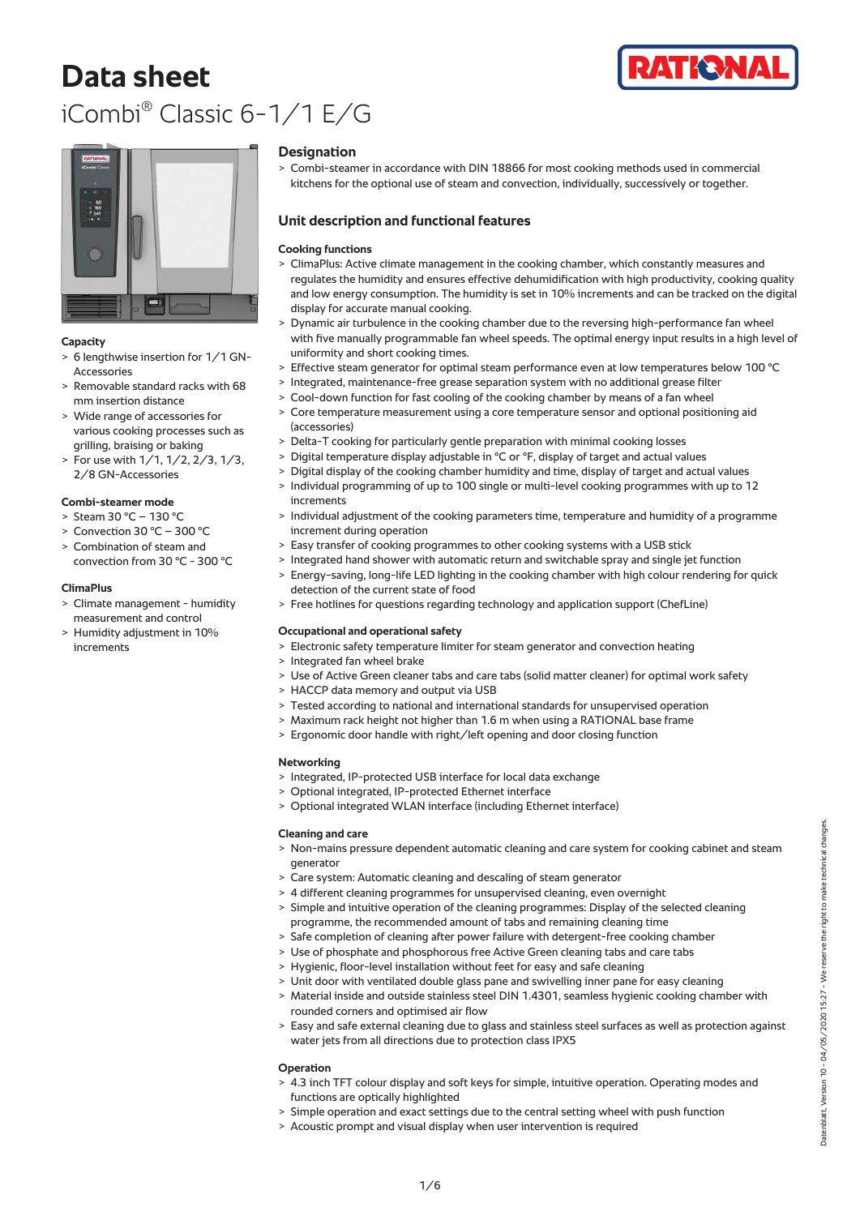# Data sheet

## iCombi® Classic 6-1/1 E/G

### Capacity

- 6 lengthwise insertion for 1/1 GN-Accessories
- Removable standard racks with 68 mm insertion distance
- Wide range of accessories for various cooking processes such as grilling, braising or baking
- For use with 1/1, 1/2, 2/3, 1/3, 2/8 GN-Accessories

### Combi-steamer mode

- Steam 30 °C – 130 °C
- Convection 30 °C – 300 °C
- Combination of steam and convection from 30 °C - 300 °C

### ClimaPlus

- Climate management - humidity measurement and control
- Humidity adjustment in 10% increments

## Designation

- Combi-steamer in accordance with DIN 18866 for most cooking methods used in commercial kitchens for the optional use of steam and convection, individually, successively or together.

## Unit description and functional features

### Cooking functions

- ClimaPlus: Active climate management in the cooking chamber, which constantly measures and regulates the humidity and ensures effective dehumidification with high productivity, cooking quality and low energy consumption. The humidity is set in 10% increments and can be tracked on the digital display for accurate manual cooking.
- Dynamic air turbulence in the cooking chamber due to the reversing high-performance fan wheel with five manually programmable fan wheel speeds. The optimal energy input results in a high level of uniformity and short cooking times.
- Effective steam generator for optimal steam performance even at low temperatures below 100 °C
- Integrated, maintenance-free grease separation system with no additional grease filter
- Cool-down function for fast cooling of the cooking chamber by means of a fan wheel
- Core temperature measurement using a core temperature sensor and optional positioning aid (accessories)
- Delta-T cooking for particularly gentle preparation with minimal cooking losses
- Digital temperature display adjustable in °C or °F, display of target and actual values
- Digital display of the cooking chamber humidity and time, display of target and actual values
- Individual programming of up to 100 single or multi-level cooking programmes with up to 12 increments
- Individual adjustment of the cooking parameters time, temperature and humidity of a programme increment during operation
- Easy transfer of cooking programmes to other cooking systems with a USB stick
- Integrated hand shower with automatic return and switchable spray and single jet function
- Energy-saving, long-life LED lighting in the cooking chamber with high colour rendering for quick detection of the current state of food
- Free hotlines for questions regarding technology and application support (ChefLine)

### Occupational and operational safety

- Electronic safety temperature limiter for steam generator and convection heating
- Integrated fan wheel brake
- Use of Active Green cleaner tabs and care tabs (solid matter cleaner) for optimal work safety
- HACCP data memory and output via USB
- Tested according to national and international standards for unsupervised operation
- Maximum rack height not higher than 1.6 m when using a RATIONAL base frame
- Ergonomic door handle with right/left opening and door closing function

### Networking

- Integrated, IP-protected USB interface for local data exchange
- Optional integrated, IP-protected Ethernet interface
- Optional integrated WLAN interface (including Ethernet interface)

### Cleaning and care

- Non-mains pressure dependent automatic cleaning and care system for cooking cabinet and steam generator
- Care system: Automatic cleaning and descaling of steam generator
- 4 different cleaning programmes for unsupervised cleaning, even overnight
- Simple and intuitive operation of the cleaning programmes: Display of the selected cleaning programme, the recommended amount of tabs and remaining cleaning time
- Safe completion of cleaning after power failure with detergent-free cooking chamber
- Use of phosphate and phosphorous free Active Green cleaning tabs and care tabs
- Hygienic, floor-level installation without feet for easy and safe cleaning
- Unit door with ventilated double glass pane and swivelling inner pane for easy cleaning
- Material inside and outside stainless steel DIN 1.4301, seamless hygienic cooking chamber with rounded corners and optimised air flow
- Easy and safe external cleaning due to glass and stainless steel surfaces as well as protection against water jets from all directions due to protection class IPX5

### Operation

- 4.3 inch TFT colour display and soft keys for simple, intuitive operation. Operating modes and functions are optically highlighted
- Simple operation and exact settings due to the central setting wheel with push function
- Acoustic prompt and visual display when user intervention is required

Datenblatt, Version 10 - 04/05/2020 15:27 - We reserve the right to make technical changes.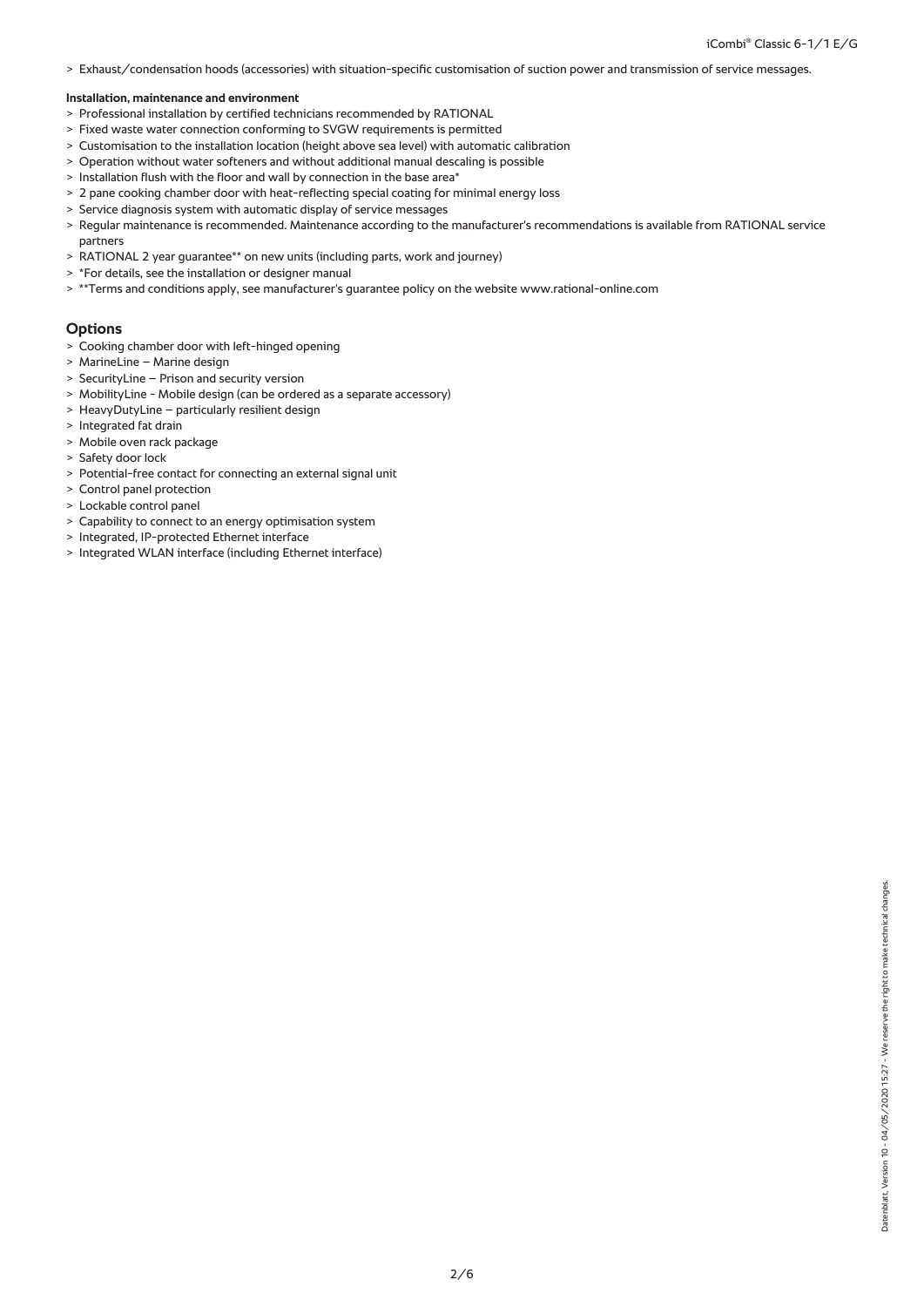- Exhaust/condensation hoods (accessories) with situation-specific customisation of suction power and transmission of service messages.

**Installation, maintenance and environment**

- Professional installation by certified technicians recommended by RATIONAL
- Fixed waste water connection conforming to SVGW requirements is permitted
- Customisation to the installation location (height above sea level) with automatic calibration
- Operation without water softeners and without additional manual descaling is possible
- Installation flush with the floor and wall by connection in the base area*
- 2 pane cooking chamber door with heat-reflecting special coating for minimal energy loss
- Service diagnosis system with automatic display of service messages
- Regular maintenance is recommended. Maintenance according to the manufacturer's recommendations is available from RATIONAL service partners
- RATIONAL 2 year guarantee** on new units (including parts, work and journey)
- *For details, see the installation or designer manual
- **Terms and conditions apply, see manufacturer's guarantee policy on the website www.rational-online.com

## Options

- Cooking chamber door with left-hinged opening
- MarineLine – Marine design
- SecurityLine – Prison and security version
- MobilityLine - Mobile design (can be ordered as a separate accessory)
- HeavyDutyLine – particularly resilient design
- Integrated fat drain
- Mobile oven rack package
- Safety door lock
- Potential-free contact for connecting an external signal unit
- Control panel protection
- Lockable control panel
- Capability to connect to an energy optimisation system
- Integrated, IP-protected Ethernet interface
- Integrated WLAN interface (including Ethernet interface)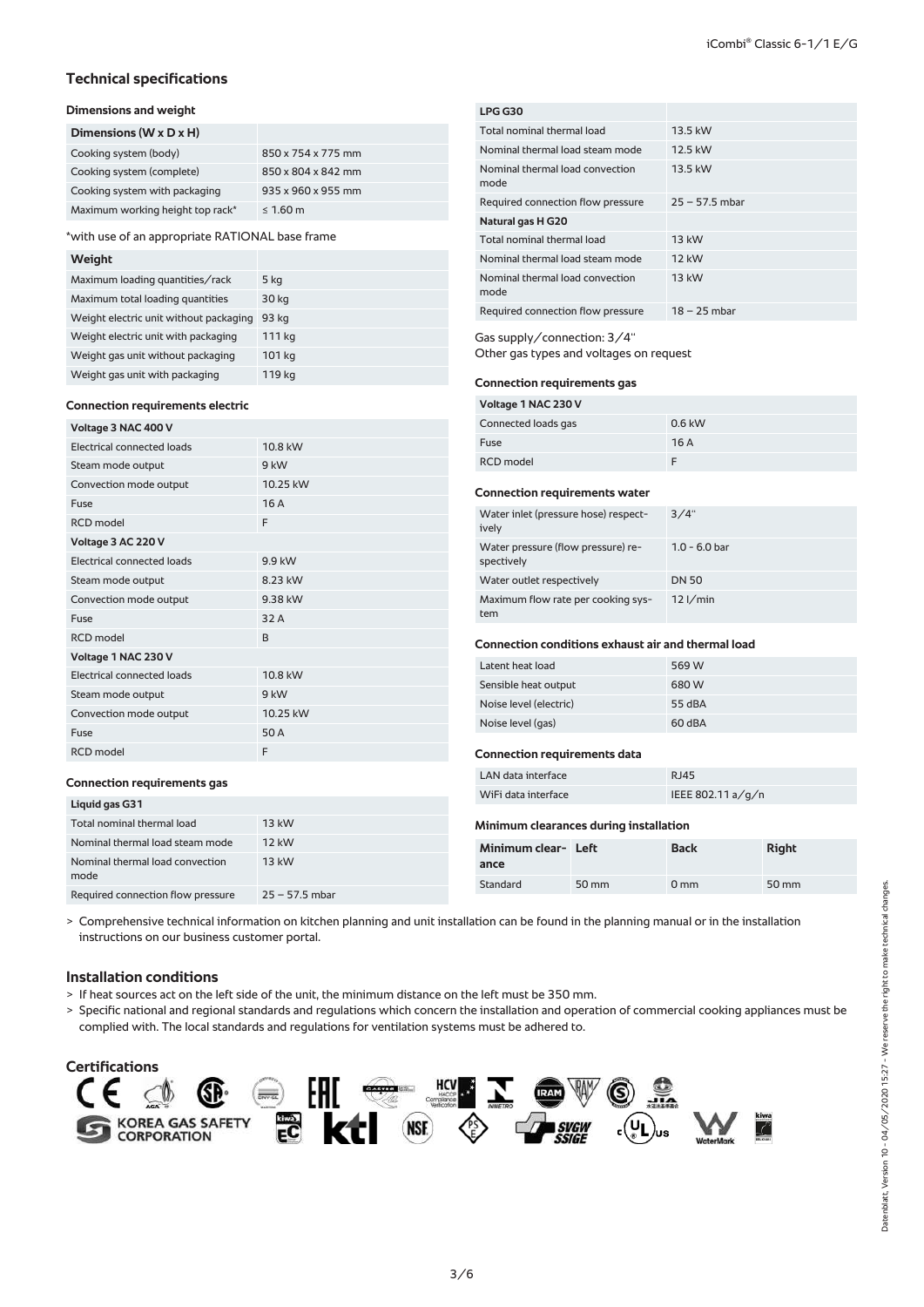## Technical specifications

### Dimensions and weight

| Dimensions (W x D x H) | |
|---|---|
| Cooking system (body) | 850 x 754 x 775 mm |
| Cooking system (complete) | 850 x 804 x 842 mm |
| Cooking system with packaging | 935 x 960 x 955 mm |
| Maximum working height top rack* | ≤ 1.60 m |

*with use of an appropriate RATIONAL base frame

| Weight | |
|---|---|
| Maximum loading quantities/rack | 5 kg |
| Maximum total loading quantities | 30 kg |
| Weight electric unit without packaging | 93 kg |
| Weight electric unit with packaging | 111 kg |
| Weight gas unit without packaging | 101 kg |
| Weight gas unit with packaging | 119 kg |

### Connection requirements electric

| Voltage 3 NAC 400 V | |
|---|---|
| Electrical connected loads | 10.8 kW |
| Steam mode output | 9 kW |
| Convection mode output | 10.25 kW |
| Fuse | 16 A |
| RCD model | F |
| **Voltage 3 AC 220 V** | |
| Electrical connected loads | 9.9 kW |
| Steam mode output | 8.23 kW |
| Convection mode output | 9.38 kW |
| Fuse | 32 A |
| RCD model | B |
| **Voltage 1 NAC 230 V** | |
| Electrical connected loads | 10.8 kW |
| Steam mode output | 9 kW |
| Convection mode output | 10.25 kW |
| Fuse | 50 A |
| RCD model | F |

### Connection requirements gas

| Liquid gas G31 | |
|---|---|
| Total nominal thermal load | 13 kW |
| Nominal thermal load steam mode | 12 kW |
| Nominal thermal load convection mode | 13 kW |
| Required connection flow pressure | 25 – 57.5 mbar |
| **LPG G30** | |
| Total nominal thermal load | 13.5 kW |
| Nominal thermal load steam mode | 12.5 kW |
| Nominal thermal load convection mode | 13.5 kW |
| Required connection flow pressure | 25 – 57.5 mbar |
| **Natural gas H G20** | |
| Total nominal thermal load | 13 kW |
| Nominal thermal load steam mode | 12 kW |
| Nominal thermal load convection mode | 13 kW |
| Required connection flow pressure | 18 – 25 mbar |

Gas supply/connection: 3/4"
Other gas types and voltages on request

### Connection requirements gas

| Voltage 1 NAC 230 V | |
|---|---|
| Connected loads gas | 0.6 kW |
| Fuse | 16 A |
| RCD model | F |

### Connection requirements water

| | |
|---|---|
| Water inlet (pressure hose) respectively | 3/4" |
| Water pressure (flow pressure) respectively | 1.0 - 6.0 bar |
| Water outlet respectively | DN 50 |
| Maximum flow rate per cooking system | 12 l/min |

### Connection conditions exhaust air and thermal load

| | |
|---|---|
| Latent heat load | 569 W |
| Sensible heat output | 680 W |
| Noise level (electric) | 55 dBA |
| Noise level (gas) | 60 dBA |

### Connection requirements data

| | |
|---|---|
| LAN data interface | RJ45 |
| WiFi data interface | IEEE 802.11 a/g/n |

### Minimum clearances during installation

| Minimum clearance | Left | Back | Right |
|---|---|---|---|
| Standard | 50 mm | 0 mm | 50 mm |

> Comprehensive technical information on kitchen planning and unit installation can be found in the planning manual or in the installation instructions on our business customer portal.

## Installation conditions

> If heat sources act on the left side of the unit, the minimum distance on the left must be 350 mm.

> Specific national and regional standards and regulations which concern the installation and operation of commercial cooking appliances must be complied with. The local standards and regulations for ventilation systems must be adhered to.

## Certifications

KOREA GAS SAFETY CORPORATION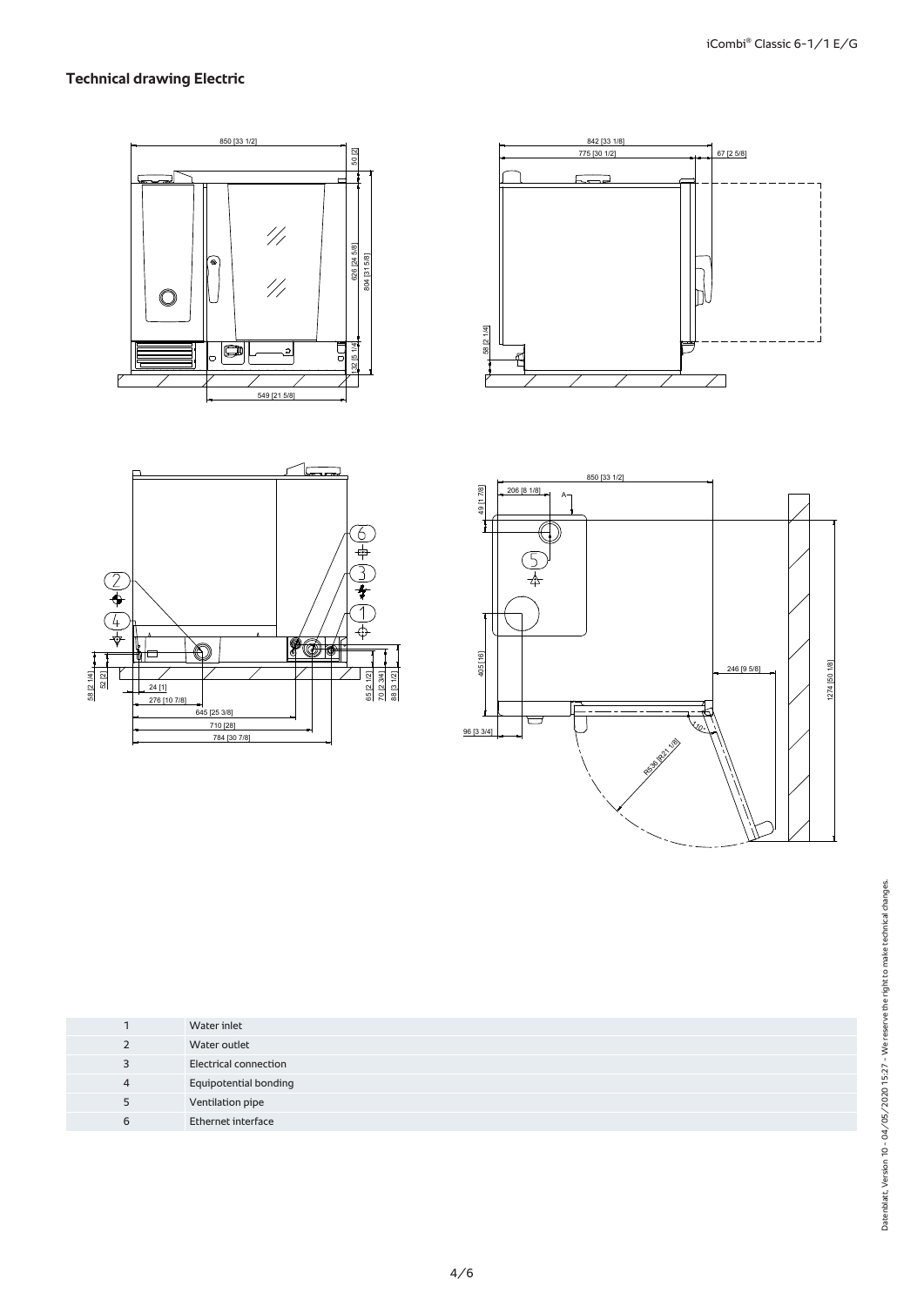## Technical drawing Electric

| | |
|---|---|
| 1 | Water inlet |
| 2 | Water outlet |
| 3 | Electrical connection |
| 4 | Equipotential bonding |
| 5 | Ventilation pipe |
| 6 | Ethernet interface |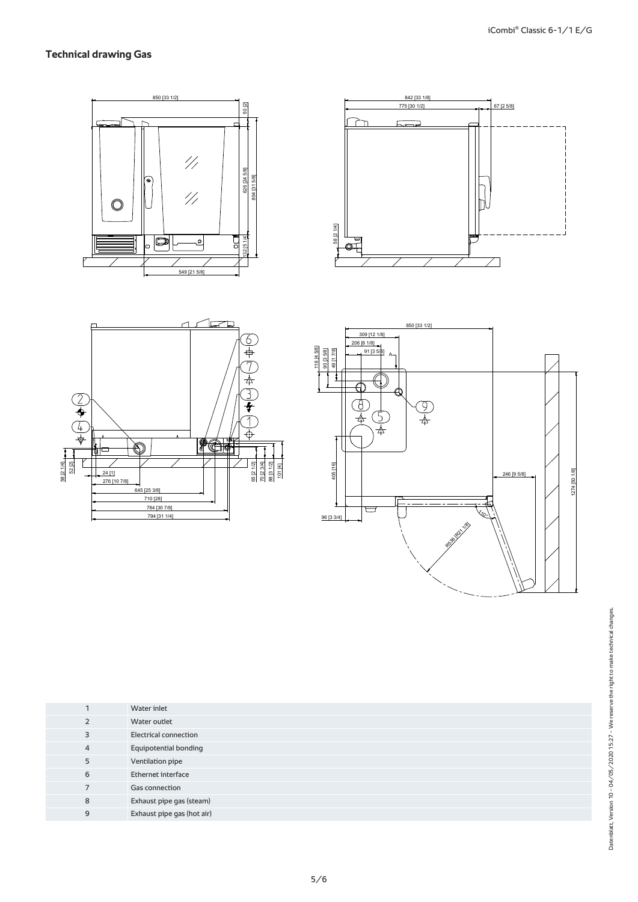## Technical drawing Gas

| | |
|---|---|
| 1 | Water inlet |
| 2 | Water outlet |
| 3 | Electrical connection |
| 4 | Equipotential bonding |
| 5 | Ventilation pipe |
| 6 | Ethernet interface |
| 7 | Gas connection |
| 8 | Exhaust pipe gas (steam) |
| 9 | Exhaust pipe gas (hot air) |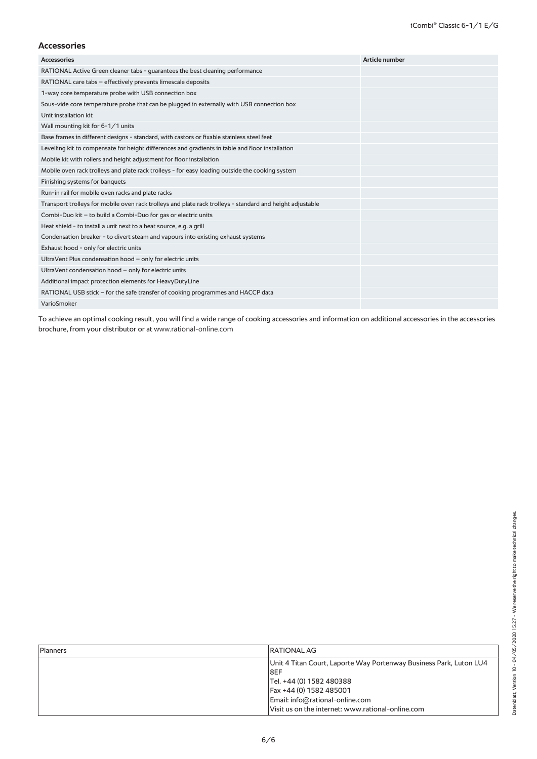## Accessories

| Accessories | Article number |
| --- | --- |
| RATIONAL Active Green cleaner tabs - guarantees the best cleaning performance | |
| RATIONAL care tabs – effectively prevents limescale deposits | |
| 1-way core temperature probe with USB connection box | |
| Sous-vide core temperature probe that can be plugged in externally with USB connection box | |
| Unit installation kit | |
| Wall mounting kit for 6-1/1 units | |
| Base frames in different designs - standard, with castors or fixable stainless steel feet | |
| Levelling kit to compensate for height differences and gradients in table and floor installation | |
| Mobile kit with rollers and height adjustment for floor installation | |
| Mobile oven rack trolleys and plate rack trolleys - for easy loading outside the cooking system | |
| Finishing systems for banquets | |
| Run-in rail for mobile oven racks and plate racks | |
| Transport trolleys for mobile oven rack trolleys and plate rack trolleys - standard and height adjustable | |
| Combi-Duo kit – to build a Combi-Duo for gas or electric units | |
| Heat shield - to install a unit next to a heat source, e.g. a grill | |
| Condensation breaker - to divert steam and vapours into existing exhaust systems | |
| Exhaust hood - only for electric units | |
| UltraVent Plus condensation hood – only for electric units | |
| UltraVent condensation hood – only for electric units | |
| Additional impact protection elements for HeavyDutyLine | |
| RATIONAL USB stick – for the safe transfer of cooking programmes and HACCP data | |
| VarioSmoker | |

To achieve an optimal cooking result, you will find a wide range of cooking accessories and information on additional accessories in the accessories brochure, from your distributor or at www.rational-online.com

| Planners | RATIONAL AG |
| --- | --- |
| | Unit 4 Titan Court, Laporte Way Portenway Business Park, Luton LU4 8EF<br>Tel. +44 (0) 1582 480388<br>Fax +44 (0) 1582 485001<br>Email: info@rational-online.com<br>Visit us on the internet: www.rational-online.com |

Datenblatt, Version 10 - 04/05/2020 15:27 - We reserve the right to make technical changes.